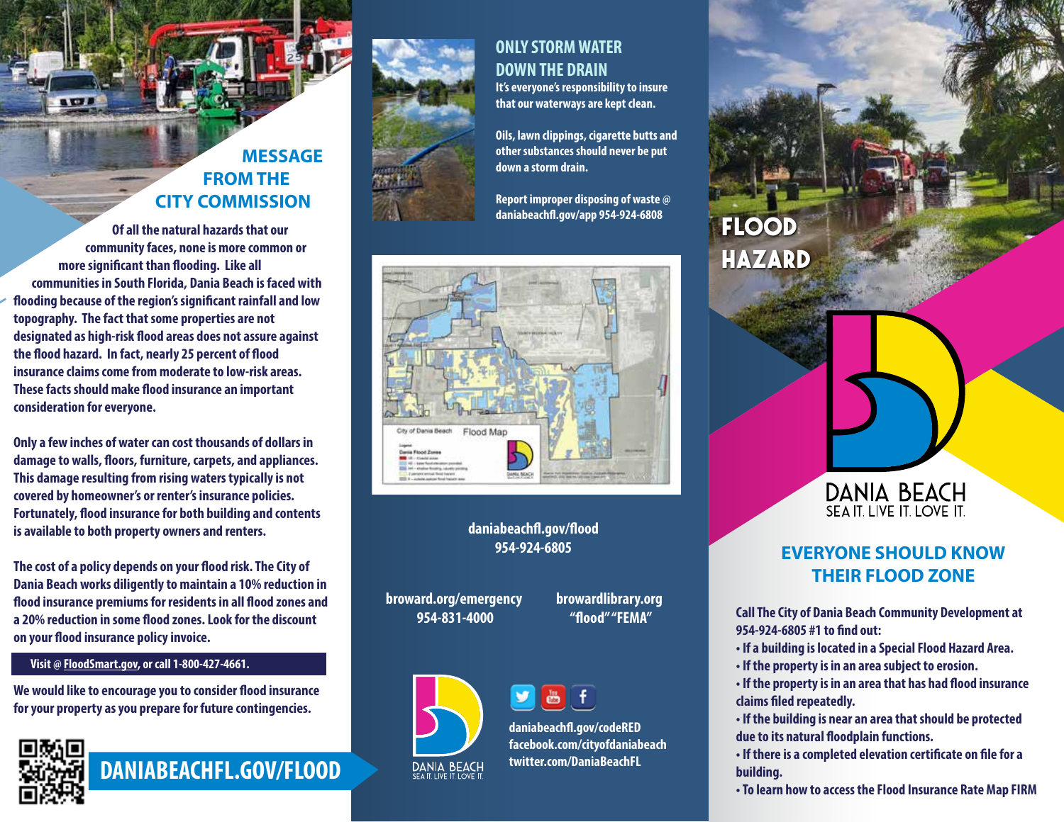## MESSAGE FROM THE CITY COMMISSION

**Of all the natural hazards that our community faces, none is more common or more significant than flooding. Like all communities in South Florida, Dania Beach is faced with flooding because of the region's significant rainfall and low topography. The fact that some properties are not designated as high-risk flood areas does not assure against the flood hazard. In fact, nearly 25 percent of flood insurance claims come from moderate to low-risk areas. These facts should make flood insurance an important consideration for everyone.**

**Only a few inches of water can cost thousands of dollars in damage to walls, floors, furniture, carpets, and appliances. This damage resulting from rising waters typically is not covered by homeowner's or renter's insurance policies. Fortunately, flood insurance for both building and contents is available to both property owners and renters.**

**The cost of a policy depends on your flood risk. The City of Dania Beach works diligently to maintain a 10% reduction in flood insurance premiums for residents in all flood zones and a 20% reduction in some flood zones. Look for the discount on your flood insurance policy invoice.**

**Visit @ FloodSmart.gov, or call 1-800-427-4661.**

**We would like to encourage you to consider flood insurance for your property as you prepare for future contingencies.**

**DANIABEACHFL.GOV/FLOOD**

## ONLY STORM WATER DOWN THE DRAIN

**It's everyone's responsibility to insure that our waterways are kept clean.**

**Oils, lawn clippings, cigarette butts and other substances should never be put down a storm drain.**

**Report improper disposing of waste @ daniabeachfl.gov/app 954-924-6808**

City of Dania Beach Flood Map

**daniabeachfl.gov/flood**
**954-924-6805**

**broward.org/emergency**
**954-831-4000**

**browardlibrary.org**
**"flood" "FEMA"**

DANIA BEACH
SEA IT. LIVE IT. LOVE IT.

**daniabeachfl.gov/codeRED**
**facebook.com/cityofdaniabeach**
**twitter.com/DaniaBeachFL**

# FLOOD HAZARD

DANIA BEACH
SEA IT. LIVE IT. LOVE IT.

## EVERYONE SHOULD KNOW THEIR FLOOD ZONE

**Call The City of Dania Beach Community Development at 954-924-6805 #1 to find out:**

- **If a building is located in a Special Flood Hazard Area.**
- **If the property is in an area subject to erosion.**
- **If the property is in an area that has had flood insurance claims filed repeatedly.**
- **If the building is near an area that should be protected due to its natural floodplain functions.**
- **If there is a completed elevation certificate on file for a building.**
- **To learn how to access the Flood Insurance Rate Map FIRM**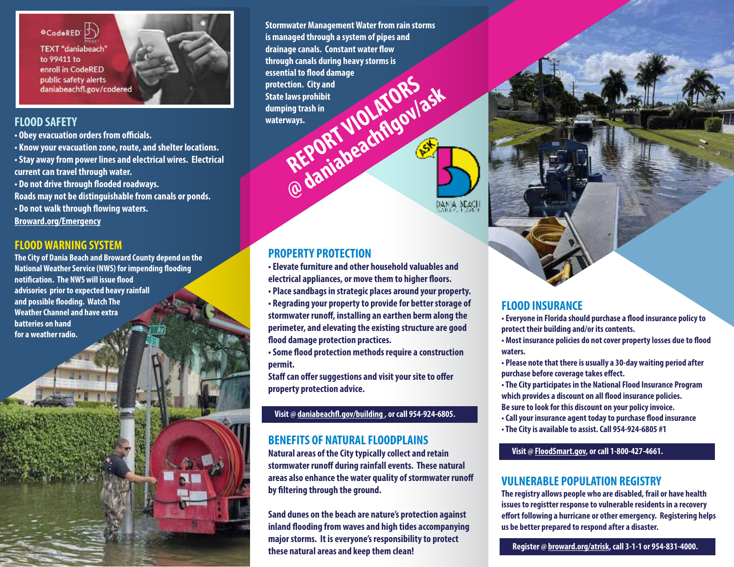CodeRED

TEXT "daniabeach" to 99411 to enroll in CodeRED public safety alerts daniabeachfl.gov/codered

## FLOOD SAFETY

- Obey evacuation orders from officials.
- Know your evacuation zone, route, and shelter locations.
- Stay away from power lines and electrical wires. Electrical current can travel through water.
- Do not drive through flooded roadways. Roads may not be distinguishable from canals or ponds.
- Do not walk through flowing waters.

Broward.org/Emergency

## FLOOD WARNING SYSTEM

The City of Dania Beach and Broward County depend on the National Weather Service (NWS) for impending flooding notification. The NWS will issue flood advisories prior to expected heavy rainfall and possible flooding. Watch The Weather Channel and have extra batteries on hand for a weather radio.

**Stormwater Management** Water from rain storms is managed through a system of pipes and drainage canals. Constant water flow through canals during heavy storms is essential to flood damage protection. City and State laws prohibit dumping trash in waterways.

**REPORT VIOLATORS @ daniabeachflgov/ask**

## PROPERTY PROTECTION

- Elevate furniture and other household valuables and electrical appliances, or move them to higher floors.
- Place sandbags in strategic places around your property.
- Regrading your property to provide for better storage of stormwater runoff, installing an earthen berm along the perimeter, and elevating the existing structure are good flood damage protection practices.
- Some flood protection methods require a construction permit.

Staff can offer suggestions and visit your site to offer property protection advice.

Visit @ daniabeachfl.gov/building , or call 954-924-6805.

## BENEFITS OF NATURAL FLOODPLAINS

Natural areas of the City typically collect and retain stormwater runoff during rainfall events. These natural areas also enhance the water quality of stormwater runoff by filtering through the ground.

Sand dunes on the beach are nature's protection against inland flooding from waves and high tides accompanying major storms. It is everyone's responsibility to protect these natural areas and keep them clean!

## FLOOD INSURANCE

- Everyone in Florida should purchase a flood insurance policy to protect their building and/or its contents.
- Most insurance policies do not cover property losses due to flood waters.
- Please note that there is usually a 30-day waiting period after purchase before coverage takes effect.
- The City participates in the National Flood Insurance Program which provides a discount on all flood insurance policies. Be sure to look for this discount on your policy invoice.
- Call your insurance agent today to purchase flood insurance
- The City is available to assist. Call 954-924-6805 #1

Visit @ FloodSmart.gov, or call 1-800-427-4661.

## VULNERABLE POPULATION REGISTRY

The registry allows people who are disabled, frail or have health issues to registter response to vulnerable residents in a recovery effort following a hurricane or other emergency. Registering helps us be better prepared to respond after a disaster.

Register @ broward.org/atrisk, call 3-1-1 or 954-831-4000.